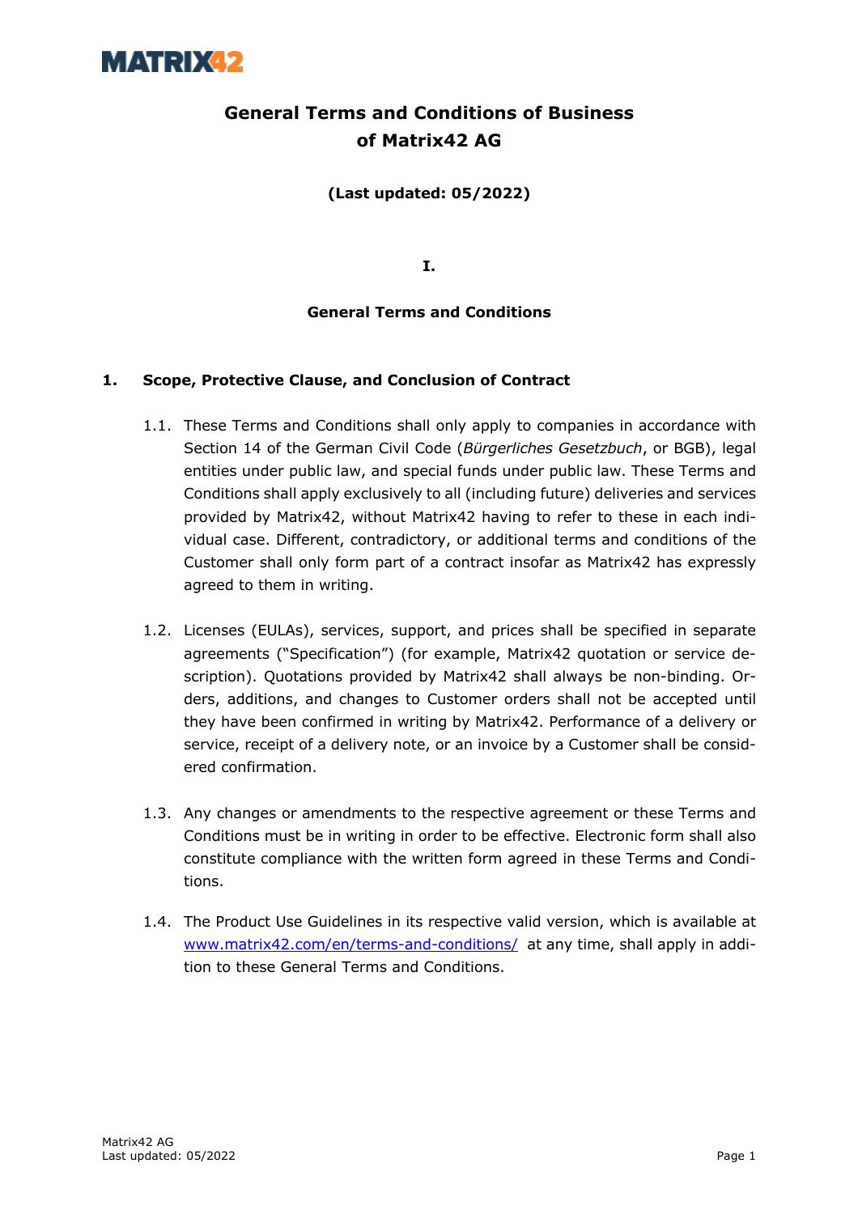MATRIX42

# General Terms and Conditions of Business of Matrix42 AG

**(Last updated: 05/2022)**

## I.

## General Terms and Conditions

### 1. Scope, Protective Clause, and Conclusion of Contract

1.1. These Terms and Conditions shall only apply to companies in accordance with Section 14 of the German Civil Code (*Bürgerliches Gesetzbuch*, or BGB), legal entities under public law, and special funds under public law. These Terms and Conditions shall apply exclusively to all (including future) deliveries and services provided by Matrix42, without Matrix42 having to refer to these in each individual case. Different, contradictory, or additional terms and conditions of the Customer shall only form part of a contract insofar as Matrix42 has expressly agreed to them in writing.

1.2. Licenses (EULAs), services, support, and prices shall be specified in separate agreements ("Specification") (for example, Matrix42 quotation or service description). Quotations provided by Matrix42 shall always be non-binding. Orders, additions, and changes to Customer orders shall not be accepted until they have been confirmed in writing by Matrix42. Performance of a delivery or service, receipt of a delivery note, or an invoice by a Customer shall be considered confirmation.

1.3. Any changes or amendments to the respective agreement or these Terms and Conditions must be in writing in order to be effective. Electronic form shall also constitute compliance with the written form agreed in these Terms and Conditions.

1.4. The Product Use Guidelines in its respective valid version, which is available at www.matrix42.com/en/terms-and-conditions/ at any time, shall apply in addition to these General Terms and Conditions.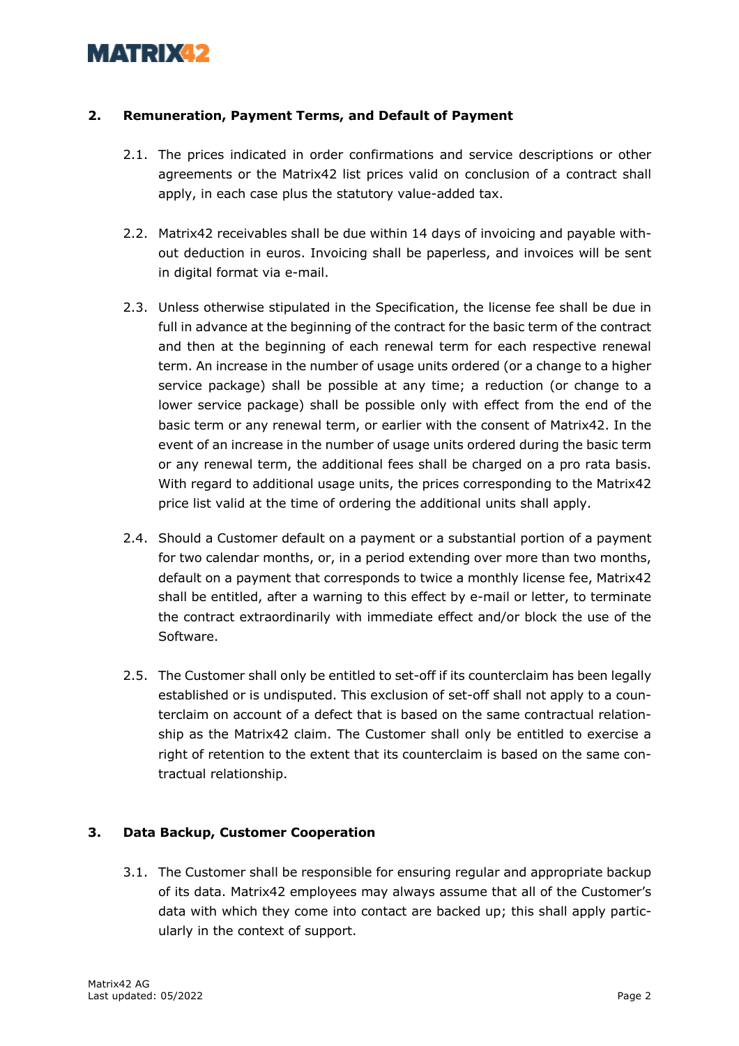## 2. Remuneration, Payment Terms, and Default of Payment

2.1. The prices indicated in order confirmations and service descriptions or other agreements or the Matrix42 list prices valid on conclusion of a contract shall apply, in each case plus the statutory value-added tax.

2.2. Matrix42 receivables shall be due within 14 days of invoicing and payable without deduction in euros. Invoicing shall be paperless, and invoices will be sent in digital format via e-mail.

2.3. Unless otherwise stipulated in the Specification, the license fee shall be due in full in advance at the beginning of the contract for the basic term of the contract and then at the beginning of each renewal term for each respective renewal term. An increase in the number of usage units ordered (or a change to a higher service package) shall be possible at any time; a reduction (or change to a lower service package) shall be possible only with effect from the end of the basic term or any renewal term, or earlier with the consent of Matrix42. In the event of an increase in the number of usage units ordered during the basic term or any renewal term, the additional fees shall be charged on a pro rata basis. With regard to additional usage units, the prices corresponding to the Matrix42 price list valid at the time of ordering the additional units shall apply.

2.4. Should a Customer default on a payment or a substantial portion of a payment for two calendar months, or, in a period extending over more than two months, default on a payment that corresponds to twice a monthly license fee, Matrix42 shall be entitled, after a warning to this effect by e-mail or letter, to terminate the contract extraordinarily with immediate effect and/or block the use of the Software.

2.5. The Customer shall only be entitled to set-off if its counterclaim has been legally established or is undisputed. This exclusion of set-off shall not apply to a counterclaim on account of a defect that is based on the same contractual relationship as the Matrix42 claim. The Customer shall only be entitled to exercise a right of retention to the extent that its counterclaim is based on the same contractual relationship.

## 3. Data Backup, Customer Cooperation

3.1. The Customer shall be responsible for ensuring regular and appropriate backup of its data. Matrix42 employees may always assume that all of the Customer's data with which they come into contact are backed up; this shall apply particularly in the context of support.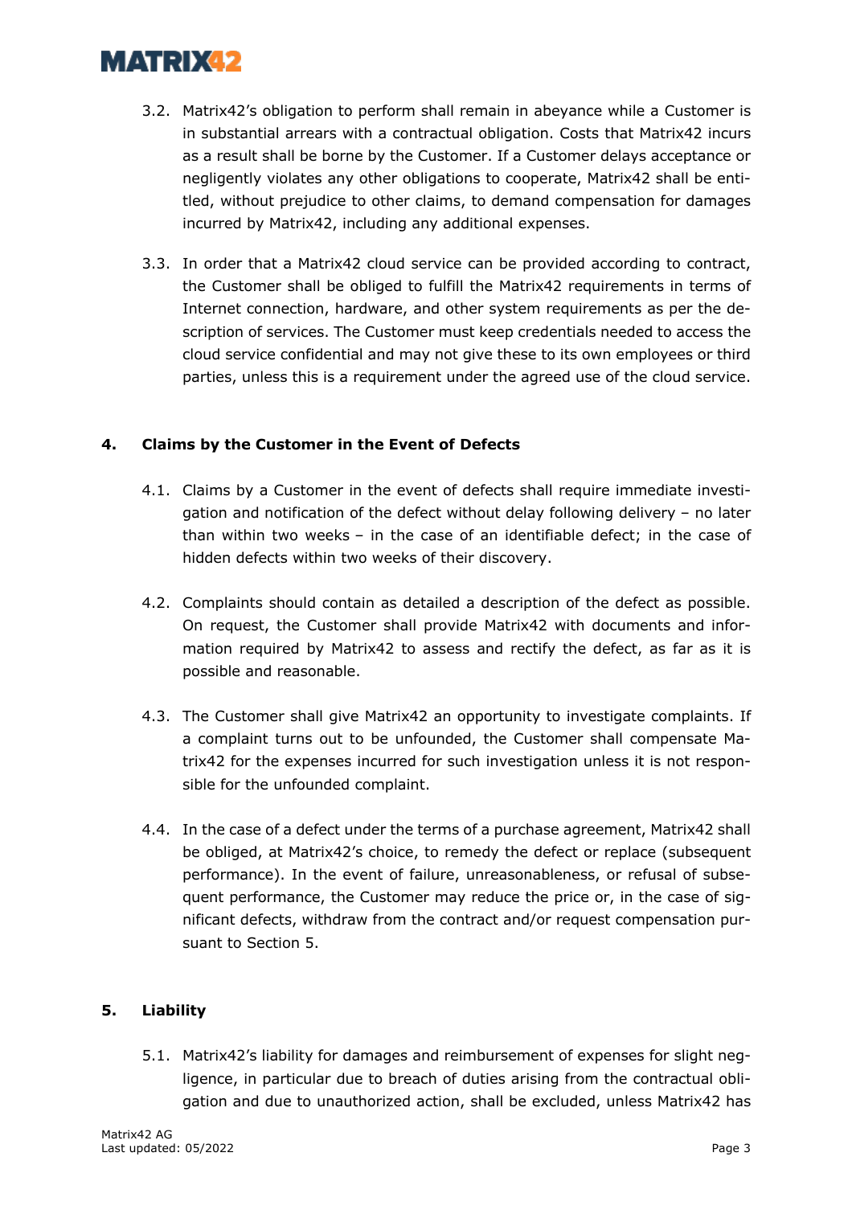3.2. Matrix42's obligation to perform shall remain in abeyance while a Customer is in substantial arrears with a contractual obligation. Costs that Matrix42 incurs as a result shall be borne by the Customer. If a Customer delays acceptance or negligently violates any other obligations to cooperate, Matrix42 shall be entitled, without prejudice to other claims, to demand compensation for damages incurred by Matrix42, including any additional expenses.

3.3. In order that a Matrix42 cloud service can be provided according to contract, the Customer shall be obliged to fulfill the Matrix42 requirements in terms of Internet connection, hardware, and other system requirements as per the description of services. The Customer must keep credentials needed to access the cloud service confidential and may not give these to its own employees or third parties, unless this is a requirement under the agreed use of the cloud service.

## 4. Claims by the Customer in the Event of Defects

4.1. Claims by a Customer in the event of defects shall require immediate investigation and notification of the defect without delay following delivery – no later than within two weeks – in the case of an identifiable defect; in the case of hidden defects within two weeks of their discovery.

4.2. Complaints should contain as detailed a description of the defect as possible. On request, the Customer shall provide Matrix42 with documents and information required by Matrix42 to assess and rectify the defect, as far as it is possible and reasonable.

4.3. The Customer shall give Matrix42 an opportunity to investigate complaints. If a complaint turns out to be unfounded, the Customer shall compensate Matrix42 for the expenses incurred for such investigation unless it is not responsible for the unfounded complaint.

4.4. In the case of a defect under the terms of a purchase agreement, Matrix42 shall be obliged, at Matrix42's choice, to remedy the defect or replace (subsequent performance). In the event of failure, unreasonableness, or refusal of subsequent performance, the Customer may reduce the price or, in the case of significant defects, withdraw from the contract and/or request compensation pursuant to Section 5.

## 5. Liability

5.1. Matrix42's liability for damages and reimbursement of expenses for slight negligence, in particular due to breach of duties arising from the contractual obligation and due to unauthorized action, shall be excluded, unless Matrix42 has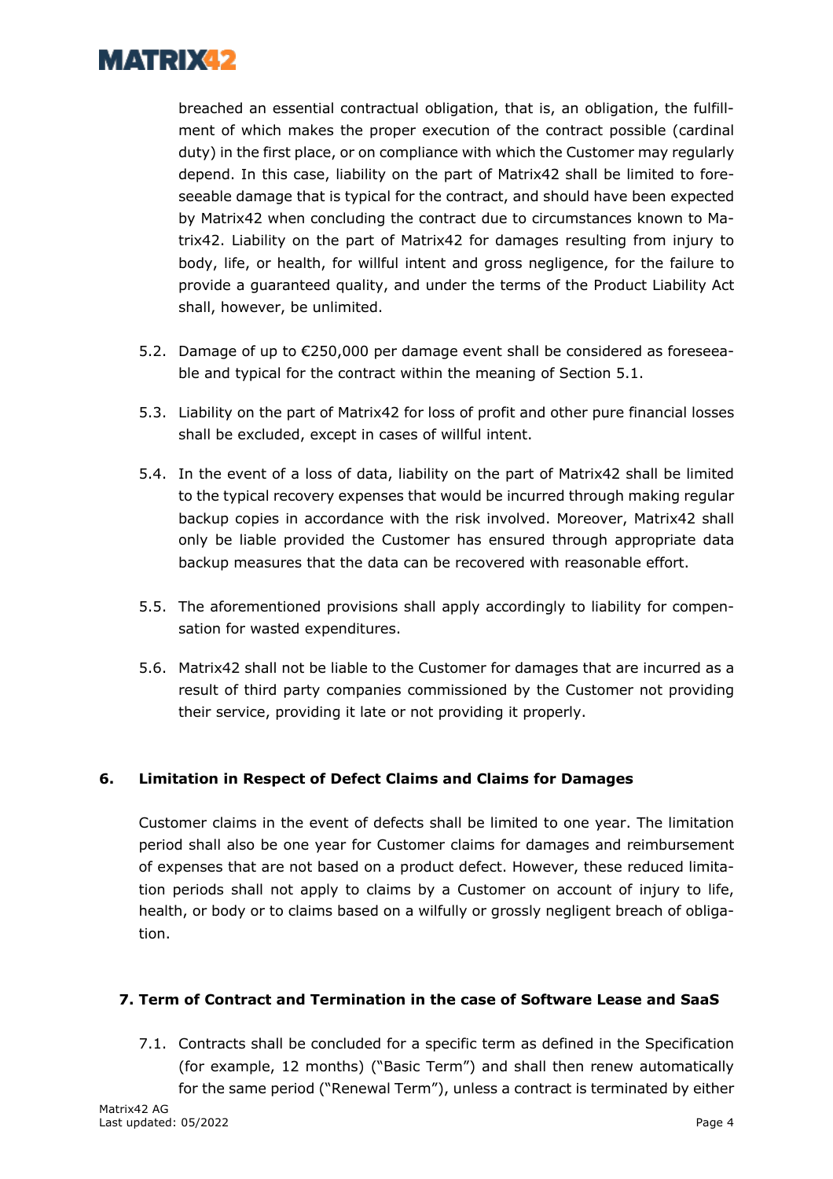breached an essential contractual obligation, that is, an obligation, the fulfillment of which makes the proper execution of the contract possible (cardinal duty) in the first place, or on compliance with which the Customer may regularly depend. In this case, liability on the part of Matrix42 shall be limited to foreseeable damage that is typical for the contract, and should have been expected by Matrix42 when concluding the contract due to circumstances known to Matrix42. Liability on the part of Matrix42 for damages resulting from injury to body, life, or health, for willful intent and gross negligence, for the failure to provide a guaranteed quality, and under the terms of the Product Liability Act shall, however, be unlimited.

5.2. Damage of up to €250,000 per damage event shall be considered as foreseeable and typical for the contract within the meaning of Section 5.1.

5.3. Liability on the part of Matrix42 for loss of profit and other pure financial losses shall be excluded, except in cases of willful intent.

5.4. In the event of a loss of data, liability on the part of Matrix42 shall be limited to the typical recovery expenses that would be incurred through making regular backup copies in accordance with the risk involved. Moreover, Matrix42 shall only be liable provided the Customer has ensured through appropriate data backup measures that the data can be recovered with reasonable effort.

5.5. The aforementioned provisions shall apply accordingly to liability for compensation for wasted expenditures.

5.6. Matrix42 shall not be liable to the Customer for damages that are incurred as a result of third party companies commissioned by the Customer not providing their service, providing it late or not providing it properly.

## 6. Limitation in Respect of Defect Claims and Claims for Damages

Customer claims in the event of defects shall be limited to one year. The limitation period shall also be one year for Customer claims for damages and reimbursement of expenses that are not based on a product defect. However, these reduced limitation periods shall not apply to claims by a Customer on account of injury to life, health, or body or to claims based on a wilfully or grossly negligent breach of obligation.

## 7. Term of Contract and Termination in the case of Software Lease and SaaS

7.1. Contracts shall be concluded for a specific term as defined in the Specification (for example, 12 months) ("Basic Term") and shall then renew automatically for the same period ("Renewal Term"), unless a contract is terminated by either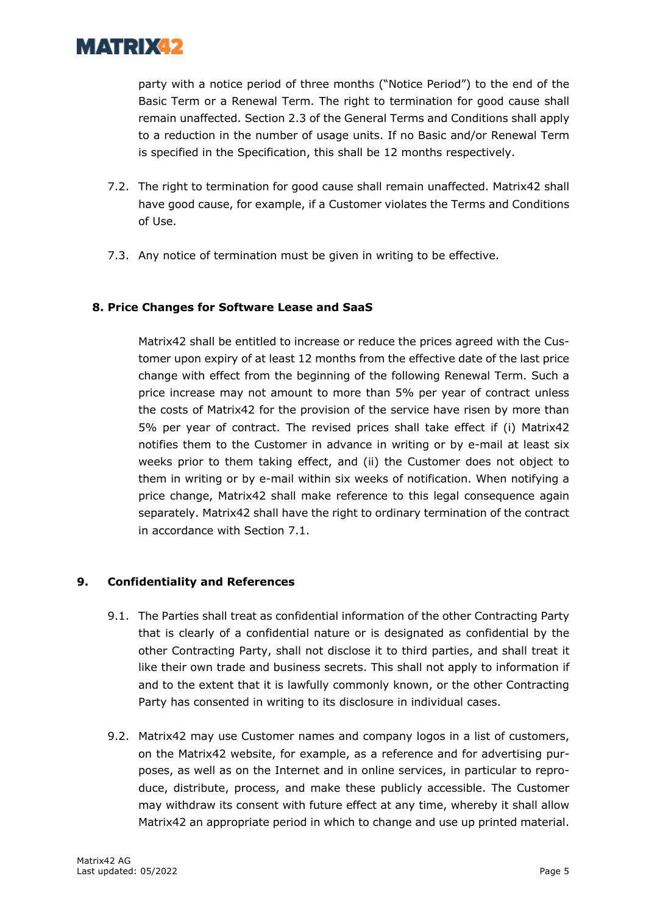party with a notice period of three months ("Notice Period") to the end of the Basic Term or a Renewal Term. The right to termination for good cause shall remain unaffected. Section 2.3 of the General Terms and Conditions shall apply to a reduction in the number of usage units. If no Basic and/or Renewal Term is specified in the Specification, this shall be 12 months respectively.

7.2. The right to termination for good cause shall remain unaffected. Matrix42 shall have good cause, for example, if a Customer violates the Terms and Conditions of Use.

7.3. Any notice of termination must be given in writing to be effective.

## 8. Price Changes for Software Lease and SaaS

Matrix42 shall be entitled to increase or reduce the prices agreed with the Customer upon expiry of at least 12 months from the effective date of the last price change with effect from the beginning of the following Renewal Term. Such a price increase may not amount to more than 5% per year of contract unless the costs of Matrix42 for the provision of the service have risen by more than 5% per year of contract. The revised prices shall take effect if (i) Matrix42 notifies them to the Customer in advance in writing or by e-mail at least six weeks prior to them taking effect, and (ii) the Customer does not object to them in writing or by e-mail within six weeks of notification. When notifying a price change, Matrix42 shall make reference to this legal consequence again separately. Matrix42 shall have the right to ordinary termination of the contract in accordance with Section 7.1.

## 9. Confidentiality and References

9.1. The Parties shall treat as confidential information of the other Contracting Party that is clearly of a confidential nature or is designated as confidential by the other Contracting Party, shall not disclose it to third parties, and shall treat it like their own trade and business secrets. This shall not apply to information if and to the extent that it is lawfully commonly known, or the other Contracting Party has consented in writing to its disclosure in individual cases.

9.2. Matrix42 may use Customer names and company logos in a list of customers, on the Matrix42 website, for example, as a reference and for advertising purposes, as well as on the Internet and in online services, in particular to reproduce, distribute, process, and make these publicly accessible. The Customer may withdraw its consent with future effect at any time, whereby it shall allow Matrix42 an appropriate period in which to change and use up printed material.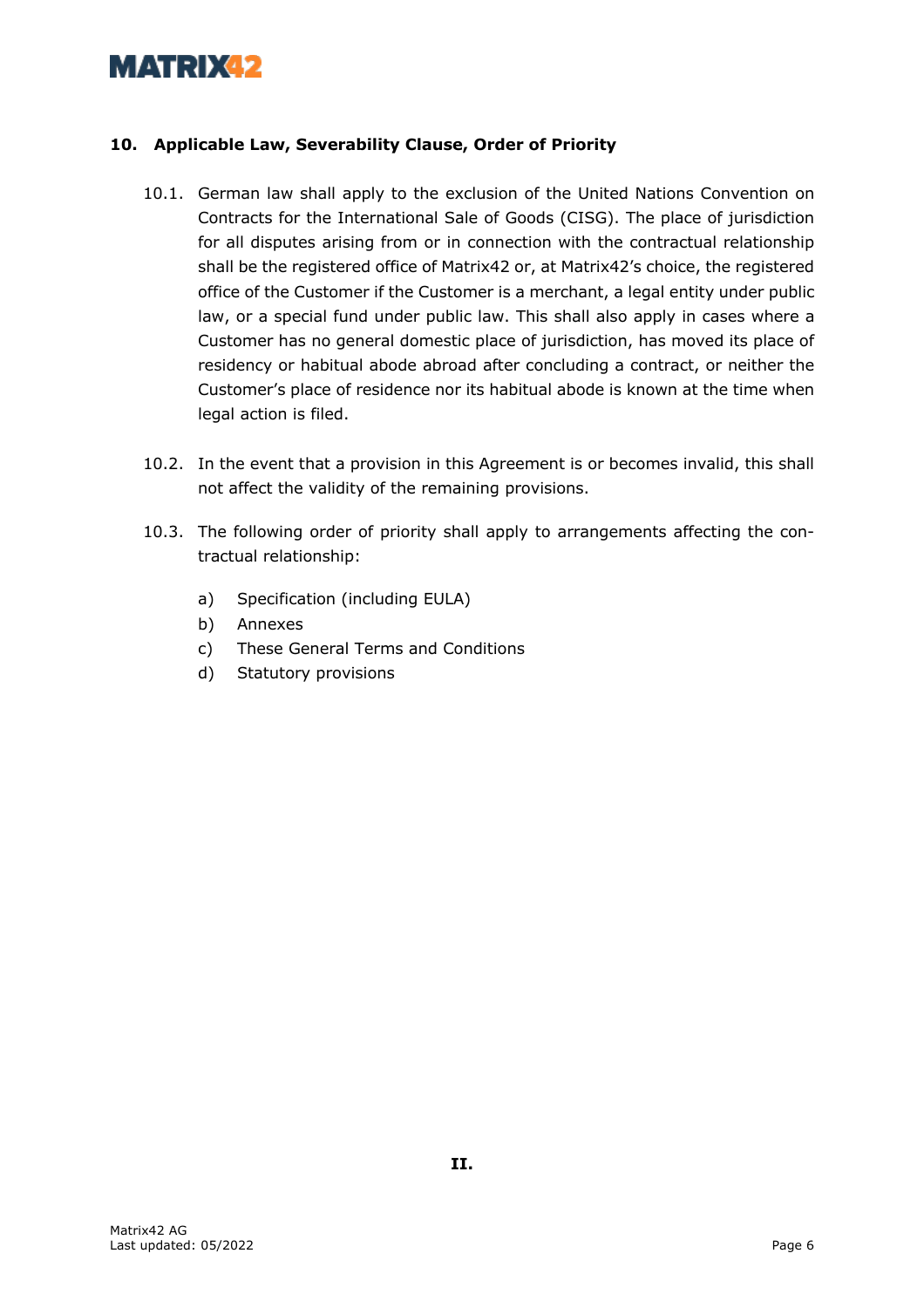## 10. Applicable Law, Severability Clause, Order of Priority

10.1. German law shall apply to the exclusion of the United Nations Convention on Contracts for the International Sale of Goods (CISG). The place of jurisdiction for all disputes arising from or in connection with the contractual relationship shall be the registered office of Matrix42 or, at Matrix42's choice, the registered office of the Customer if the Customer is a merchant, a legal entity under public law, or a special fund under public law. This shall also apply in cases where a Customer has no general domestic place of jurisdiction, has moved its place of residency or habitual abode abroad after concluding a contract, or neither the Customer's place of residence nor its habitual abode is known at the time when legal action is filed.

10.2. In the event that a provision in this Agreement is or becomes invalid, this shall not affect the validity of the remaining provisions.

10.3. The following order of priority shall apply to arrangements affecting the contractual relationship:

a) Specification (including EULA)
b) Annexes
c) These General Terms and Conditions
d) Statutory provisions

**II.**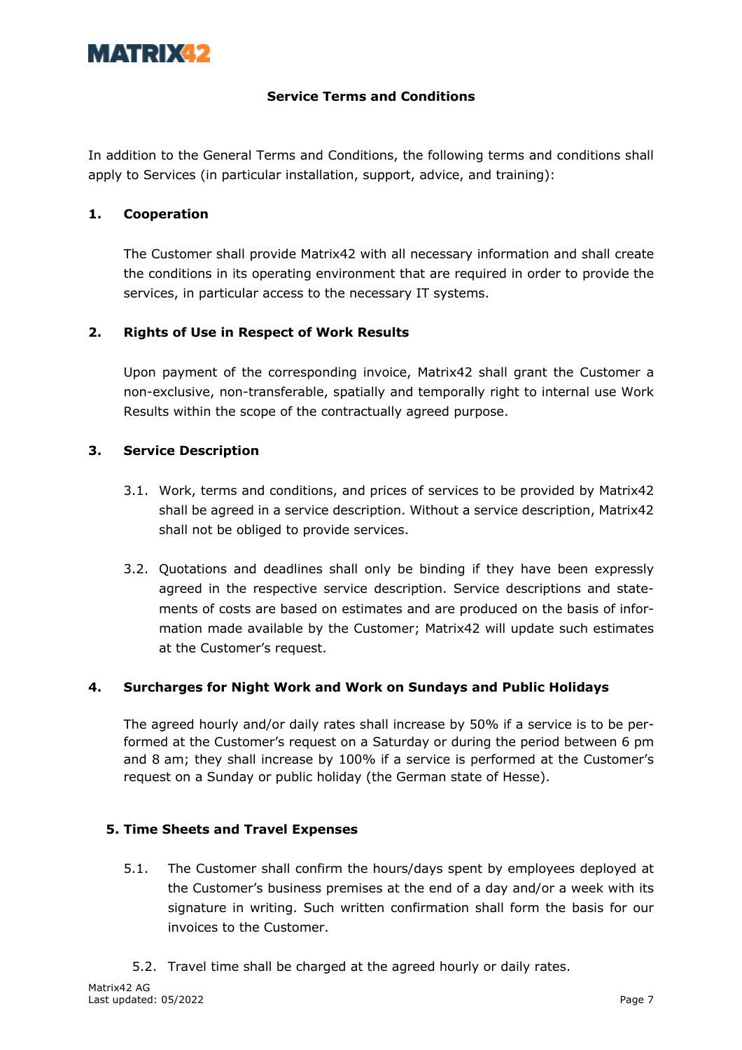# Service Terms and Conditions

In addition to the General Terms and Conditions, the following terms and conditions shall apply to Services (in particular installation, support, advice, and training):

## 1. Cooperation

The Customer shall provide Matrix42 with all necessary information and shall create the conditions in its operating environment that are required in order to provide the services, in particular access to the necessary IT systems.

## 2. Rights of Use in Respect of Work Results

Upon payment of the corresponding invoice, Matrix42 shall grant the Customer a non-exclusive, non-transferable, spatially and temporally right to internal use Work Results within the scope of the contractually agreed purpose.

## 3. Service Description

3.1. Work, terms and conditions, and prices of services to be provided by Matrix42 shall be agreed in a service description. Without a service description, Matrix42 shall not be obliged to provide services.

3.2. Quotations and deadlines shall only be binding if they have been expressly agreed in the respective service description. Service descriptions and statements of costs are based on estimates and are produced on the basis of information made available by the Customer; Matrix42 will update such estimates at the Customer's request.

## 4. Surcharges for Night Work and Work on Sundays and Public Holidays

The agreed hourly and/or daily rates shall increase by 50% if a service is to be performed at the Customer's request on a Saturday or during the period between 6 pm and 8 am; they shall increase by 100% if a service is performed at the Customer's request on a Sunday or public holiday (the German state of Hesse).

## 5. Time Sheets and Travel Expenses

5.1. The Customer shall confirm the hours/days spent by employees deployed at the Customer's business premises at the end of a day and/or a week with its signature in writing. Such written confirmation shall form the basis for our invoices to the Customer.

5.2. Travel time shall be charged at the agreed hourly or daily rates.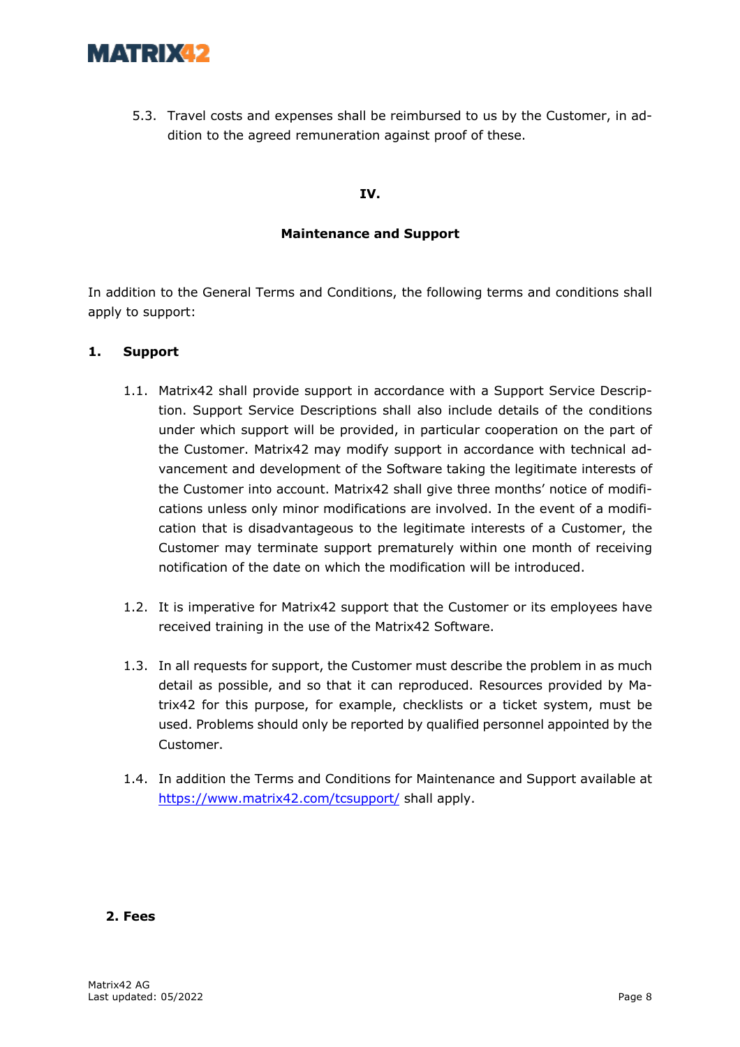5.3. Travel costs and expenses shall be reimbursed to us by the Customer, in addition to the agreed remuneration against proof of these.

## IV.

## Maintenance and Support

In addition to the General Terms and Conditions, the following terms and conditions shall apply to support:

### 1. Support

1.1. Matrix42 shall provide support in accordance with a Support Service Description. Support Service Descriptions shall also include details of the conditions under which support will be provided, in particular cooperation on the part of the Customer. Matrix42 may modify support in accordance with technical advancement and development of the Software taking the legitimate interests of the Customer into account. Matrix42 shall give three months' notice of modifications unless only minor modifications are involved. In the event of a modification that is disadvantageous to the legitimate interests of a Customer, the Customer may terminate support prematurely within one month of receiving notification of the date on which the modification will be introduced.

1.2. It is imperative for Matrix42 support that the Customer or its employees have received training in the use of the Matrix42 Software.

1.3. In all requests for support, the Customer must describe the problem in as much detail as possible, and so that it can reproduced. Resources provided by Matrix42 for this purpose, for example, checklists or a ticket system, must be used. Problems should only be reported by qualified personnel appointed by the Customer.

1.4. In addition the Terms and Conditions for Maintenance and Support available at [https://www.matrix42.com/tcsupport/](https://www.matrix42.com/tcsupport/) shall apply.

### 2. Fees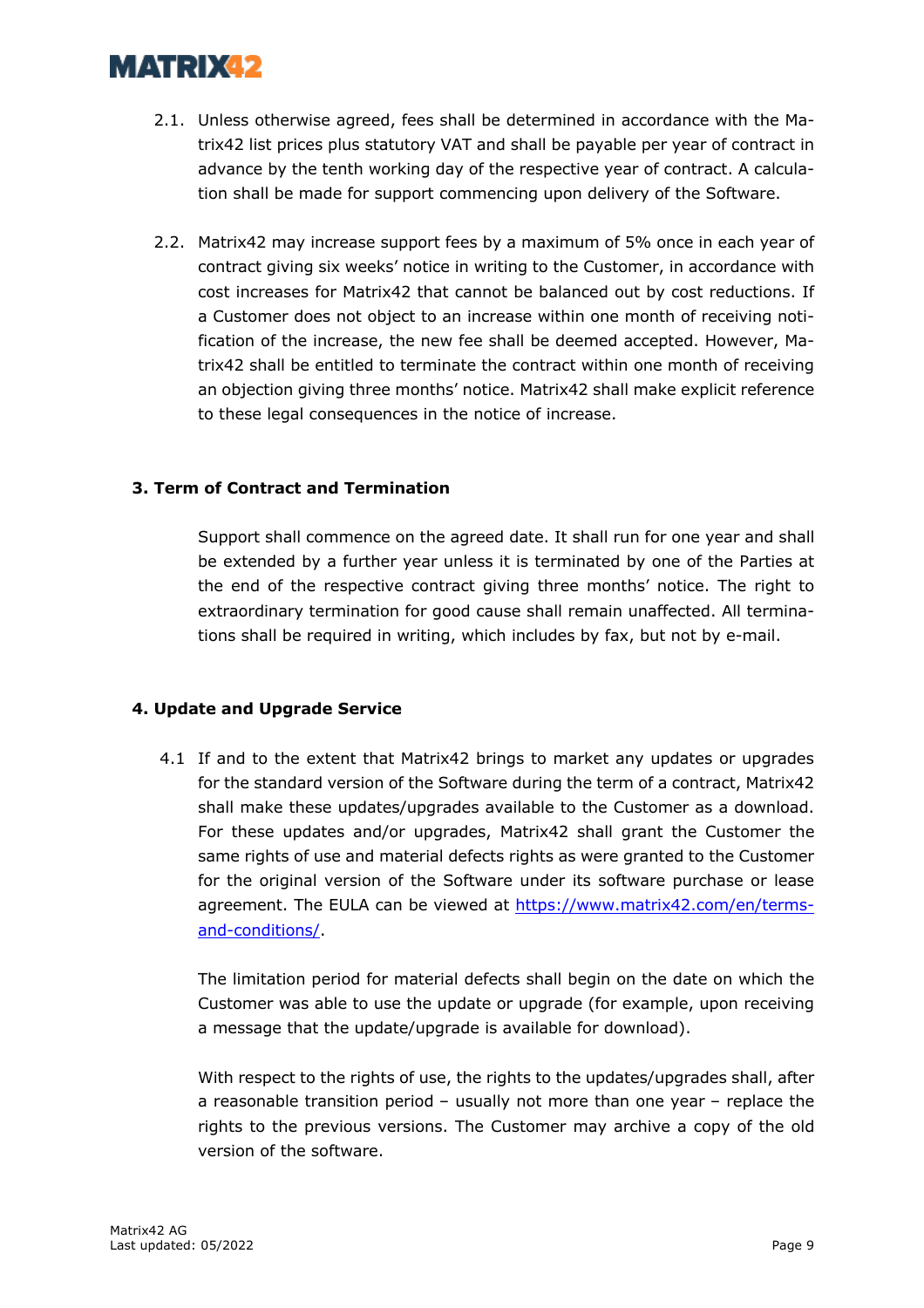2.1. Unless otherwise agreed, fees shall be determined in accordance with the Matrix42 list prices plus statutory VAT and shall be payable per year of contract in advance by the tenth working day of the respective year of contract. A calculation shall be made for support commencing upon delivery of the Software.

2.2. Matrix42 may increase support fees by a maximum of 5% once in each year of contract giving six weeks' notice in writing to the Customer, in accordance with cost increases for Matrix42 that cannot be balanced out by cost reductions. If a Customer does not object to an increase within one month of receiving notification of the increase, the new fee shall be deemed accepted. However, Matrix42 shall be entitled to terminate the contract within one month of receiving an objection giving three months' notice. Matrix42 shall make explicit reference to these legal consequences in the notice of increase.

## 3. Term of Contract and Termination

Support shall commence on the agreed date. It shall run for one year and shall be extended by a further year unless it is terminated by one of the Parties at the end of the respective contract giving three months' notice. The right to extraordinary termination for good cause shall remain unaffected. All terminations shall be required in writing, which includes by fax, but not by e-mail.

## 4. Update and Upgrade Service

4.1 If and to the extent that Matrix42 brings to market any updates or upgrades for the standard version of the Software during the term of a contract, Matrix42 shall make these updates/upgrades available to the Customer as a download. For these updates and/or upgrades, Matrix42 shall grant the Customer the same rights of use and material defects rights as were granted to the Customer for the original version of the Software under its software purchase or lease agreement. The EULA can be viewed at [https://www.matrix42.com/en/terms-and-conditions/](https://www.matrix42.com/en/terms-and-conditions/).

The limitation period for material defects shall begin on the date on which the Customer was able to use the update or upgrade (for example, upon receiving a message that the update/upgrade is available for download).

With respect to the rights of use, the rights to the updates/upgrades shall, after a reasonable transition period – usually not more than one year – replace the rights to the previous versions. The Customer may archive a copy of the old version of the software.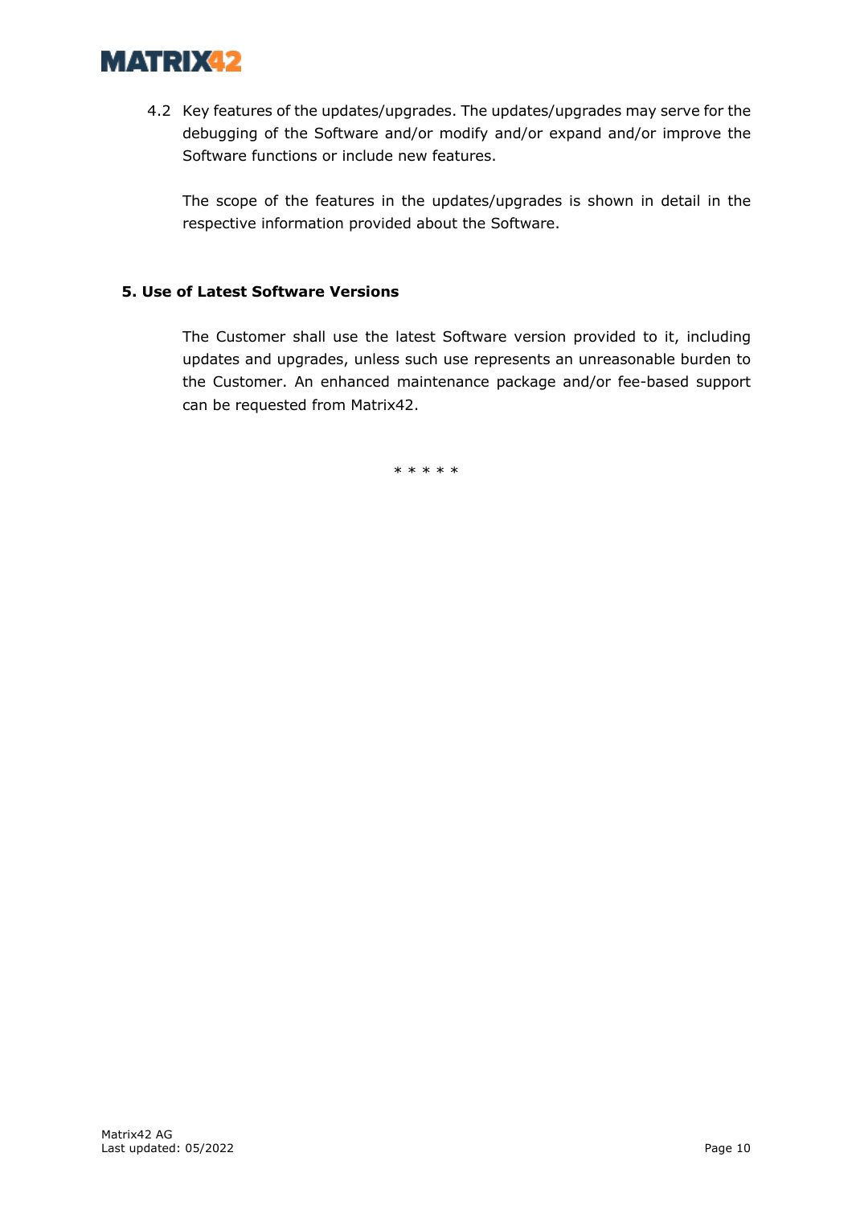4.2 Key features of the updates/upgrades. The updates/upgrades may serve for the debugging of the Software and/or modify and/or expand and/or improve the Software functions or include new features.

The scope of the features in the updates/upgrades is shown in detail in the respective information provided about the Software.

## 5. Use of Latest Software Versions

The Customer shall use the latest Software version provided to it, including updates and upgrades, unless such use represents an unreasonable burden to the Customer. An enhanced maintenance package and/or fee-based support can be requested from Matrix42.

\* \* \* \* \*